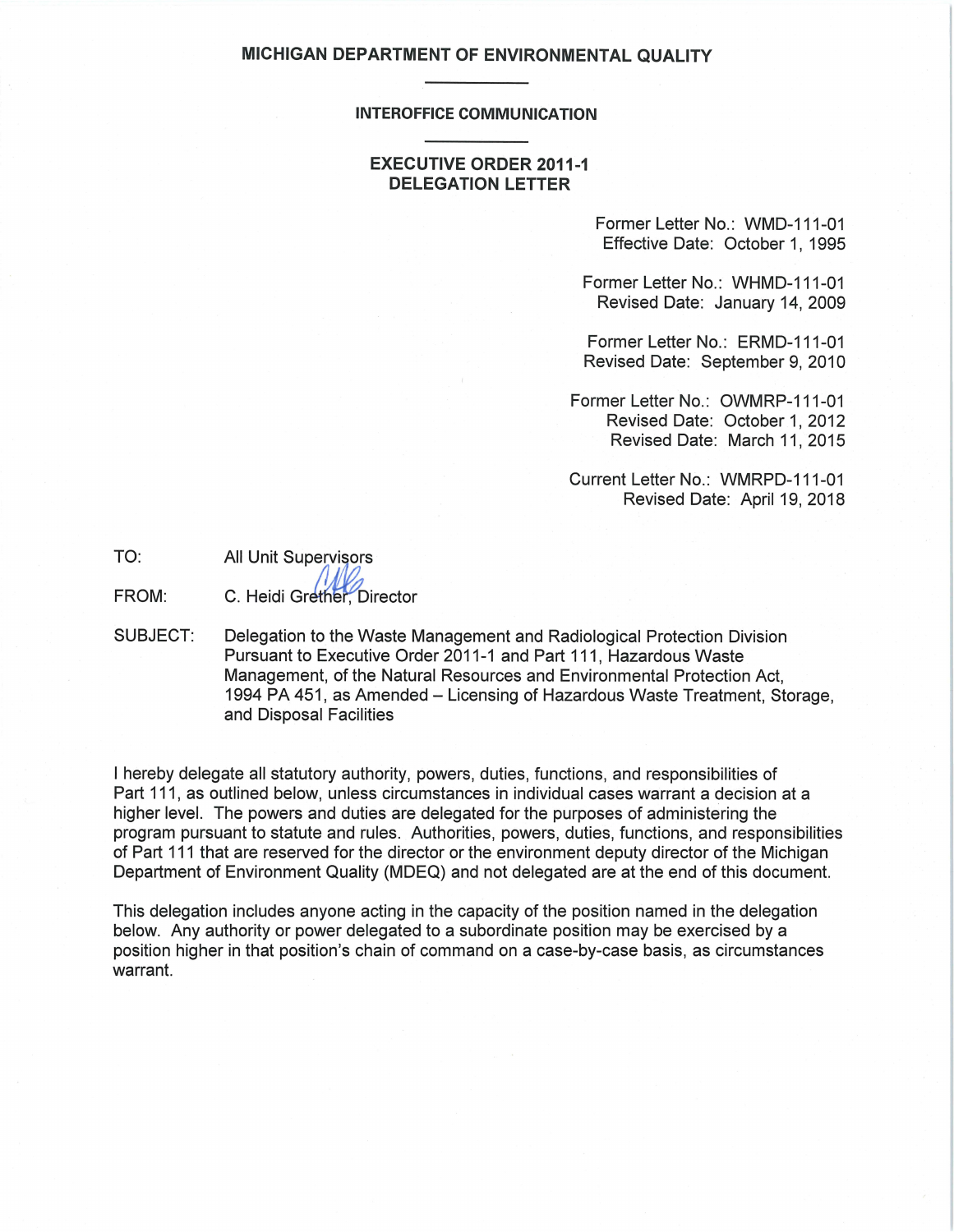# MICHIGAN DEPARTMENT OF ENVIRONMENTAL QUALITY

## INTEROFFICE COMMUNICATION

## EXECUTIVE ORDER 2011-1
## DELEGATION LETTER

Former Letter No.: WMD-111-01
Effective Date: October 1, 1995

Former Letter No.: WHMD-111-01
Revised Date: January 14, 2009

Former Letter No.: ERMD-111-01
Revised Date: September 9, 2010

Former Letter No.: OWMRP-111-01
Revised Date: October 1, 2012
Revised Date: March 11, 2015

Current Letter No.: WMRPD-111-01
Revised Date: April 19, 2018

TO: All Unit Supervisors

FROM: C. Heidi Grether, Director

SUBJECT: Delegation to the Waste Management and Radiological Protection Division Pursuant to Executive Order 2011-1 and Part 111, Hazardous Waste Management, of the Natural Resources and Environmental Protection Act, 1994 PA 451, as Amended – Licensing of Hazardous Waste Treatment, Storage, and Disposal Facilities

I hereby delegate all statutory authority, powers, duties, functions, and responsibilities of Part 111, as outlined below, unless circumstances in individual cases warrant a decision at a higher level. The powers and duties are delegated for the purposes of administering the program pursuant to statute and rules. Authorities, powers, duties, functions, and responsibilities of Part 111 that are reserved for the director or the environment deputy director of the Michigan Department of Environment Quality (MDEQ) and not delegated are at the end of this document.

This delegation includes anyone acting in the capacity of the position named in the delegation below. Any authority or power delegated to a subordinate position may be exercised by a position higher in that position's chain of command on a case-by-case basis, as circumstances warrant.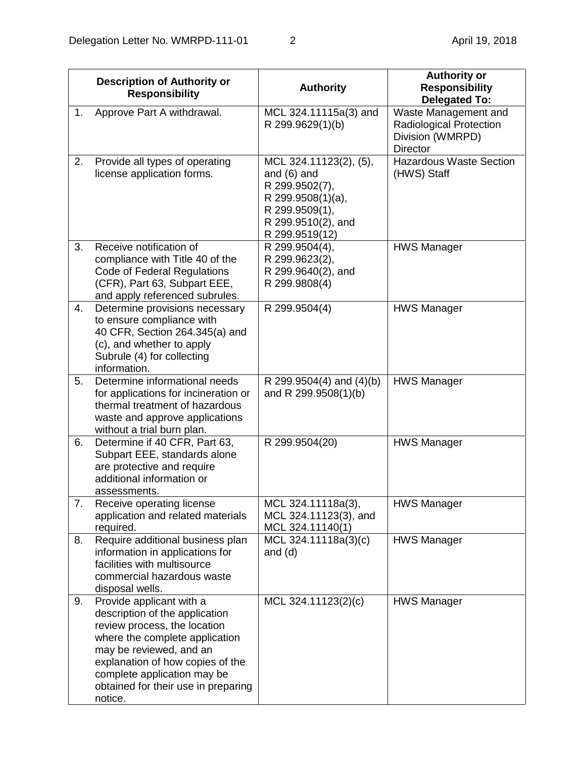| Description of Authority or Responsibility | Authority | Authority or Responsibility Delegated To: |
|---|---|---|
| 1. Approve Part A withdrawal. | MCL 324.11115a(3) and R 299.9629(1)(b) | Waste Management and Radiological Protection Division (WMRPD) Director |
| 2. Provide all types of operating license application forms. | MCL 324.11123(2), (5), and (6) and R 299.9502(7), R 299.9508(1)(a), R 299.9509(1), R 299.9510(2), and R 299.9519(12) | Hazardous Waste Section (HWS) Staff |
| 3. Receive notification of compliance with Title 40 of the Code of Federal Regulations (CFR), Part 63, Subpart EEE, and apply referenced subrules. | R 299.9504(4), R 299.9623(2), R 299.9640(2), and R 299.9808(4) | HWS Manager |
| 4. Determine provisions necessary to ensure compliance with 40 CFR, Section 264.345(a) and (c), and whether to apply Subrule (4) for collecting information. | R 299.9504(4) | HWS Manager |
| 5. Determine informational needs for applications for incineration or thermal treatment of hazardous waste and approve applications without a trial burn plan. | R 299.9504(4) and (4)(b) and R 299.9508(1)(b) | HWS Manager |
| 6. Determine if 40 CFR, Part 63, Subpart EEE, standards alone are protective and require additional information or assessments. | R 299.9504(20) | HWS Manager |
| 7. Receive operating license application and related materials required. | MCL 324.11118a(3), MCL 324.11123(3), and MCL 324.11140(1) | HWS Manager |
| 8. Require additional business plan information in applications for facilities with multisource commercial hazardous waste disposal wells. | MCL 324.11118a(3)(c) and (d) | HWS Manager |
| 9. Provide applicant with a description of the application review process, the location where the complete application may be reviewed, and an explanation of how copies of the complete application may be obtained for their use in preparing notice. | MCL 324.11123(2)(c) | HWS Manager |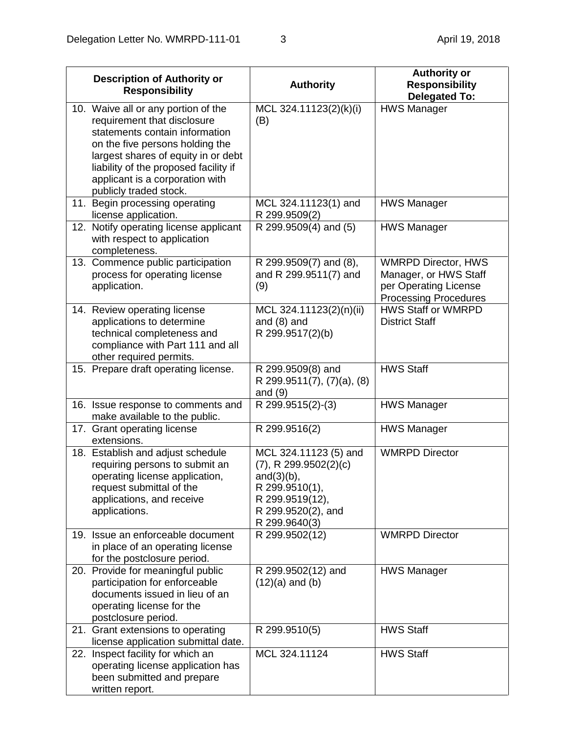| Description of Authority or Responsibility | Authority | Authority or Responsibility Delegated To: |
|---|---|---|
| 10. Waive all or any portion of the requirement that disclosure statements contain information on the five persons holding the largest shares of equity in or debt liability of the proposed facility if applicant is a corporation with publicly traded stock. | MCL 324.11123(2)(k)(i)(B) | HWS Manager |
| 11. Begin processing operating license application. | MCL 324.11123(1) and R 299.9509(2) | HWS Manager |
| 12. Notify operating license applicant with respect to application completeness. | R 299.9509(4) and (5) | HWS Manager |
| 13. Commence public participation process for operating license application. | R 299.9509(7) and (8), and R 299.9511(7) and (9) | WMRPD Director, HWS Manager, or HWS Staff per Operating License Processing Procedures |
| 14. Review operating license applications to determine technical completeness and compliance with Part 111 and all other required permits. | MCL 324.11123(2)(n)(ii) and (8) and R 299.9517(2)(b) | HWS Staff or WMRPD District Staff |
| 15. Prepare draft operating license. | R 299.9509(8) and R 299.9511(7), (7)(a), (8) and (9) | HWS Staff |
| 16. Issue response to comments and make available to the public. | R 299.9515(2)-(3) | HWS Manager |
| 17. Grant operating license extensions. | R 299.9516(2) | HWS Manager |
| 18. Establish and adjust schedule requiring persons to submit an operating license application, request submittal of the applications, and receive applications. | MCL 324.11123 (5) and (7), R 299.9502(2)(c) and(3)(b), R 299.9510(1), R 299.9519(12), R 299.9520(2), and R 299.9640(3) | WMRPD Director |
| 19. Issue an enforceable document in place of an operating license for the postclosure period. | R 299.9502(12) | WMRPD Director |
| 20. Provide for meaningful public participation for enforceable documents issued in lieu of an operating license for the postclosure period. | R 299.9502(12) and (12)(a) and (b) | HWS Manager |
| 21. Grant extensions to operating license application submittal date. | R 299.9510(5) | HWS Staff |
| 22. Inspect facility for which an operating license application has been submitted and prepare written report. | MCL 324.11124 | HWS Staff |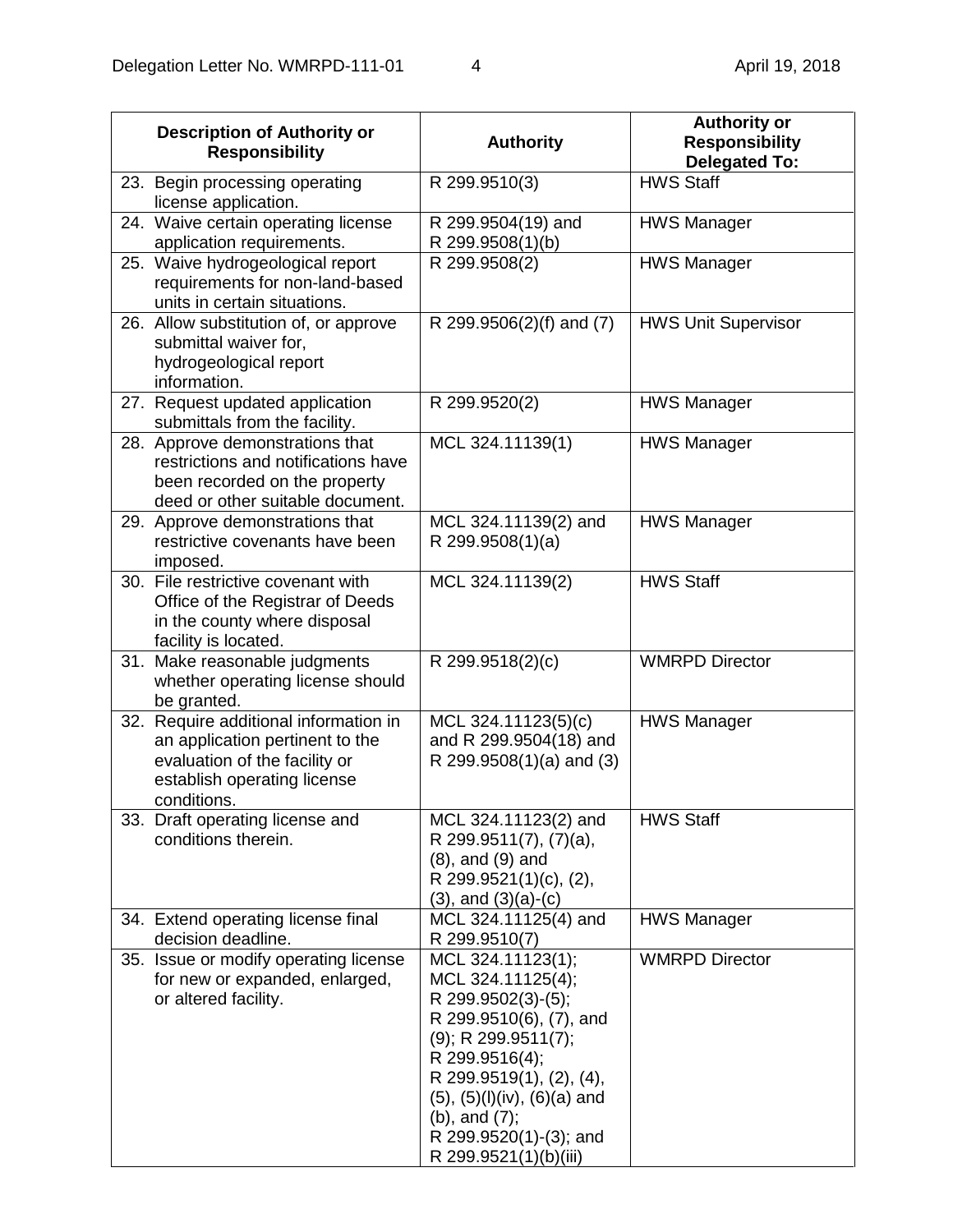| Description of Authority or Responsibility | Authority | Authority or Responsibility Delegated To: |
|---|---|---|
| 23. Begin processing operating license application. | R 299.9510(3) | HWS Staff |
| 24. Waive certain operating license application requirements. | R 299.9504(19) and R 299.9508(1)(b) | HWS Manager |
| 25. Waive hydrogeological report requirements for non-land-based units in certain situations. | R 299.9508(2) | HWS Manager |
| 26. Allow substitution of, or approve submittal waiver for, hydrogeological report information. | R 299.9506(2)(f) and (7) | HWS Unit Supervisor |
| 27. Request updated application submittals from the facility. | R 299.9520(2) | HWS Manager |
| 28. Approve demonstrations that restrictions and notifications have been recorded on the property deed or other suitable document. | MCL 324.11139(1) | HWS Manager |
| 29. Approve demonstrations that restrictive covenants have been imposed. | MCL 324.11139(2) and R 299.9508(1)(a) | HWS Manager |
| 30. File restrictive covenant with Office of the Registrar of Deeds in the county where disposal facility is located. | MCL 324.11139(2) | HWS Staff |
| 31. Make reasonable judgments whether operating license should be granted. | R 299.9518(2)(c) | WMRPD Director |
| 32. Require additional information in an application pertinent to the evaluation of the facility or establish operating license conditions. | MCL 324.11123(5)(c) and R 299.9504(18) and R 299.9508(1)(a) and (3) | HWS Manager |
| 33. Draft operating license and conditions therein. | MCL 324.11123(2) and R 299.9511(7), (7)(a), (8), and (9) and R 299.9521(1)(c), (2), (3), and (3)(a)-(c) | HWS Staff |
| 34. Extend operating license final decision deadline. | MCL 324.11125(4) and R 299.9510(7) | HWS Manager |
| 35. Issue or modify operating license for new or expanded, enlarged, or altered facility. | MCL 324.11123(1); MCL 324.11125(4); R 299.9502(3)-(5); R 299.9510(6), (7), and (9); R 299.9511(7); R 299.9516(4); R 299.9519(1), (2), (4), (5), (5)(l)(iv), (6)(a) and (b), and (7); R 299.9520(1)-(3); and R 299.9521(1)(b)(iii) | WMRPD Director |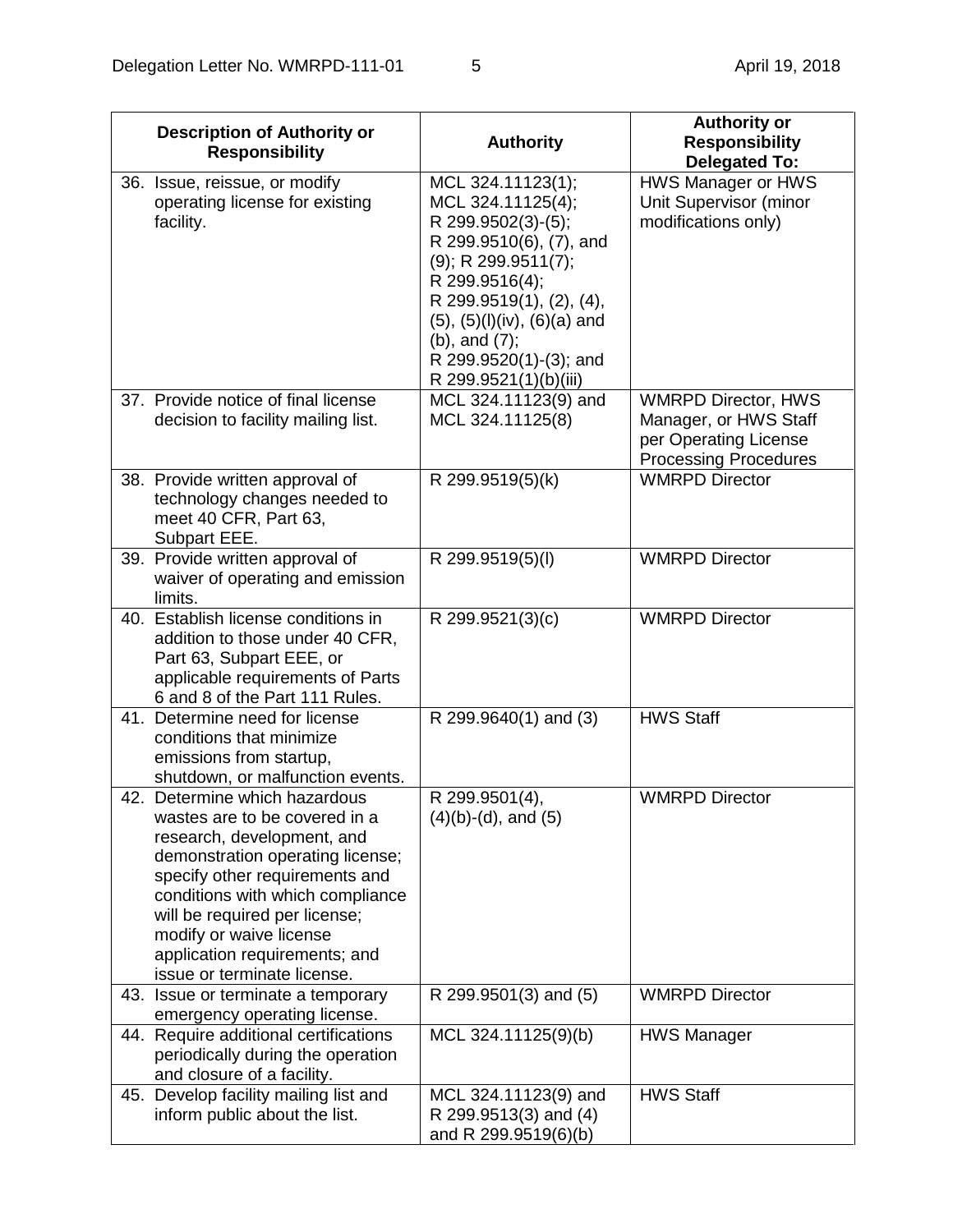| Description of Authority or Responsibility | Authority | Authority or Responsibility Delegated To: |
|---|---|---|
| 36. Issue, reissue, or modify operating license for existing facility. | MCL 324.11123(1); MCL 324.11125(4); R 299.9502(3)-(5); R 299.9510(6), (7), and (9); R 299.9511(7); R 299.9516(4); R 299.9519(1), (2), (4), (5), (5)(l)(iv), (6)(a) and (b), and (7); R 299.9520(1)-(3); and R 299.9521(1)(b)(iii) | HWS Manager or HWS Unit Supervisor (minor modifications only) |
| 37. Provide notice of final license decision to facility mailing list. | MCL 324.11123(9) and MCL 324.11125(8) | WMRPD Director, HWS Manager, or HWS Staff per Operating License Processing Procedures |
| 38. Provide written approval of technology changes needed to meet 40 CFR, Part 63, Subpart EEE. | R 299.9519(5)(k) | WMRPD Director |
| 39. Provide written approval of waiver of operating and emission limits. | R 299.9519(5)(l) | WMRPD Director |
| 40. Establish license conditions in addition to those under 40 CFR, Part 63, Subpart EEE, or applicable requirements of Parts 6 and 8 of the Part 111 Rules. | R 299.9521(3)(c) | WMRPD Director |
| 41. Determine need for license conditions that minimize emissions from startup, shutdown, or malfunction events. | R 299.9640(1) and (3) | HWS Staff |
| 42. Determine which hazardous wastes are to be covered in a research, development, and demonstration operating license; specify other requirements and conditions with which compliance will be required per license; modify or waive license application requirements; and issue or terminate license. | R 299.9501(4), (4)(b)-(d), and (5) | WMRPD Director |
| 43. Issue or terminate a temporary emergency operating license. | R 299.9501(3) and (5) | WMRPD Director |
| 44. Require additional certifications periodically during the operation and closure of a facility. | MCL 324.11125(9)(b) | HWS Manager |
| 45. Develop facility mailing list and inform public about the list. | MCL 324.11123(9) and R 299.9513(3) and (4) and R 299.9519(6)(b) | HWS Staff |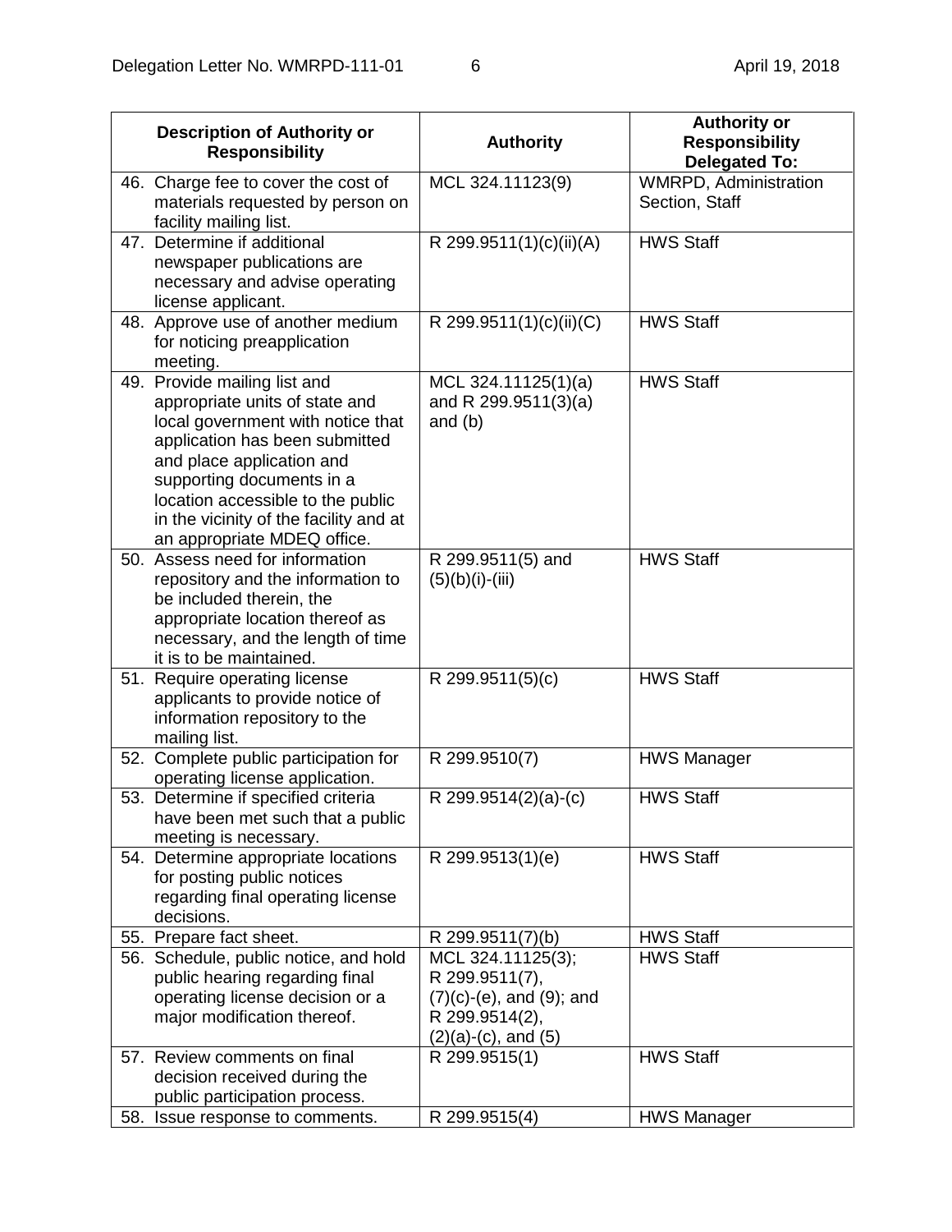| Description of Authority or Responsibility | Authority | Authority or Responsibility Delegated To: |
|---|---|---|
| 46. Charge fee to cover the cost of materials requested by person on facility mailing list. | MCL 324.11123(9) | WMRPD, Administration Section, Staff |
| 47. Determine if additional newspaper publications are necessary and advise operating license applicant. | R 299.9511(1)(c)(ii)(A) | HWS Staff |
| 48. Approve use of another medium for noticing preapplication meeting. | R 299.9511(1)(c)(ii)(C) | HWS Staff |
| 49. Provide mailing list and appropriate units of state and local government with notice that application has been submitted and place application and supporting documents in a location accessible to the public in the vicinity of the facility and at an appropriate MDEQ office. | MCL 324.11125(1)(a) and R 299.9511(3)(a) and (b) | HWS Staff |
| 50. Assess need for information repository and the information to be included therein, the appropriate location thereof as necessary, and the length of time it is to be maintained. | R 299.9511(5) and (5)(b)(i)-(iii) | HWS Staff |
| 51. Require operating license applicants to provide notice of information repository to the mailing list. | R 299.9511(5)(c) | HWS Staff |
| 52. Complete public participation for operating license application. | R 299.9510(7) | HWS Manager |
| 53. Determine if specified criteria have been met such that a public meeting is necessary. | R 299.9514(2)(a)-(c) | HWS Staff |
| 54. Determine appropriate locations for posting public notices regarding final operating license decisions. | R 299.9513(1)(e) | HWS Staff |
| 55. Prepare fact sheet. | R 299.9511(7)(b) | HWS Staff |
| 56. Schedule, public notice, and hold public hearing regarding final operating license decision or a major modification thereof. | MCL 324.11125(3); R 299.9511(7), (7)(c)-(e), and (9); and R 299.9514(2), (2)(a)-(c), and (5) | HWS Staff |
| 57. Review comments on final decision received during the public participation process. | R 299.9515(1) | HWS Staff |
| 58. Issue response to comments. | R 299.9515(4) | HWS Manager |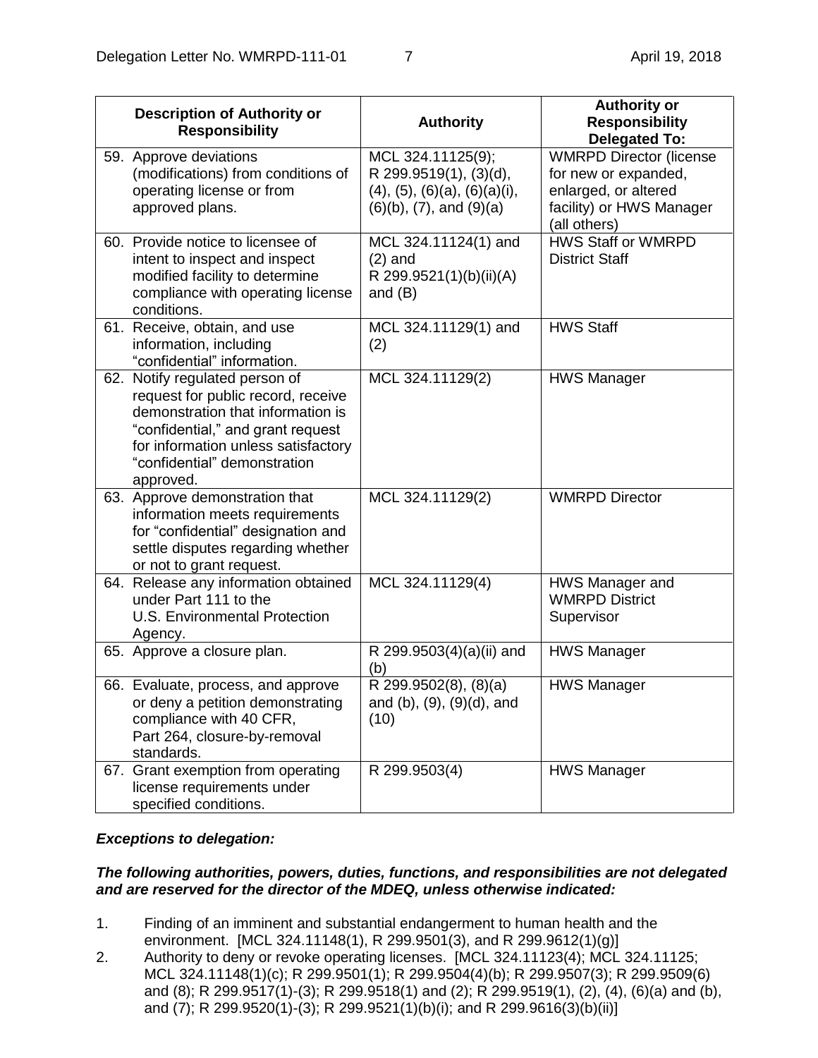| Description of Authority or Responsibility | Authority | Authority or Responsibility Delegated To: |
|---|---|---|
| 59. Approve deviations (modifications) from conditions of operating license or from approved plans. | MCL 324.11125(9); R 299.9519(1), (3)(d), (4), (5), (6)(a), (6)(a)(i), (6)(b), (7), and (9)(a) | WMRPD Director (license for new or expanded, enlarged, or altered facility) or HWS Manager (all others) |
| 60. Provide notice to licensee of intent to inspect and inspect modified facility to determine compliance with operating license conditions. | MCL 324.11124(1) and (2) and R 299.9521(1)(b)(ii)(A) and (B) | HWS Staff or WMRPD District Staff |
| 61. Receive, obtain, and use information, including "confidential" information. | MCL 324.11129(1) and (2) | HWS Staff |
| 62. Notify regulated person of request for public record, receive demonstration that information is "confidential," and grant request for information unless satisfactory "confidential" demonstration approved. | MCL 324.11129(2) | HWS Manager |
| 63. Approve demonstration that information meets requirements for "confidential" designation and settle disputes regarding whether or not to grant request. | MCL 324.11129(2) | WMRPD Director |
| 64. Release any information obtained under Part 111 to the U.S. Environmental Protection Agency. | MCL 324.11129(4) | HWS Manager and WMRPD District Supervisor |
| 65. Approve a closure plan. | R 299.9503(4)(a)(ii) and (b) | HWS Manager |
| 66. Evaluate, process, and approve or deny a petition demonstrating compliance with 40 CFR, Part 264, closure-by-removal standards. | R 299.9502(8), (8)(a) and (b), (9), (9)(d), and (10) | HWS Manager |
| 67. Grant exemption from operating license requirements under specified conditions. | R 299.9503(4) | HWS Manager |

***Exceptions to delegation:***

***The following authorities, powers, duties, functions, and responsibilities are not delegated and are reserved for the director of the MDEQ, unless otherwise indicated:***

1. Finding of an imminent and substantial endangerment to human health and the environment. [MCL 324.11148(1), R 299.9501(3), and R 299.9612(1)(g)]
2. Authority to deny or revoke operating licenses. [MCL 324.11123(4); MCL 324.11125; MCL 324.11148(1)(c); R 299.9501(1); R 299.9504(4)(b); R 299.9507(3); R 299.9509(6) and (8); R 299.9517(1)-(3); R 299.9518(1) and (2); R 299.9519(1), (2), (4), (6)(a) and (b), and (7); R 299.9520(1)-(3); R 299.9521(1)(b)(i); and R 299.9616(3)(b)(ii)]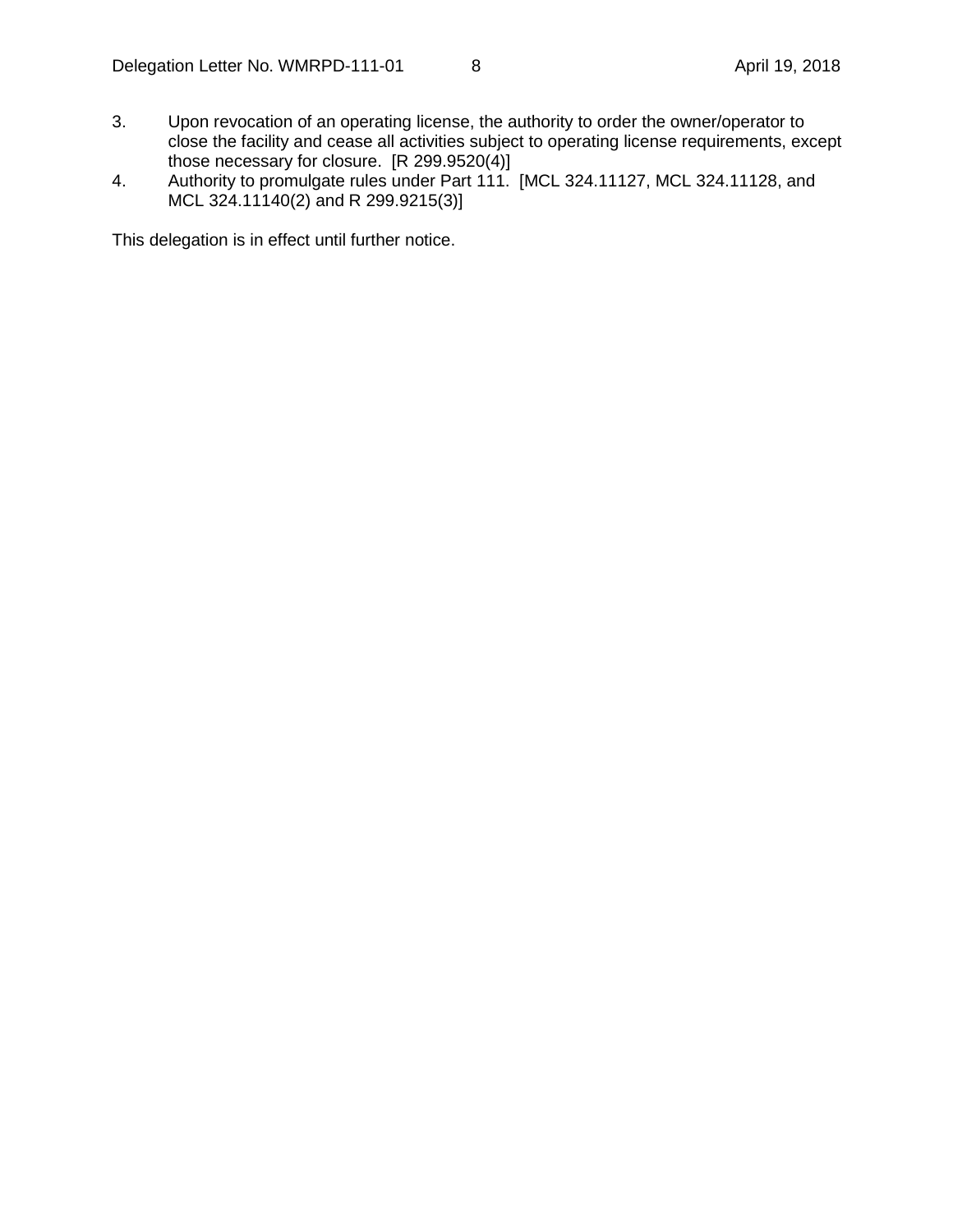3. Upon revocation of an operating license, the authority to order the owner/operator to close the facility and cease all activities subject to operating license requirements, except those necessary for closure. [R 299.9520(4)]
4. Authority to promulgate rules under Part 111. [MCL 324.11127, MCL 324.11128, and MCL 324.11140(2) and R 299.9215(3)]

This delegation is in effect until further notice.